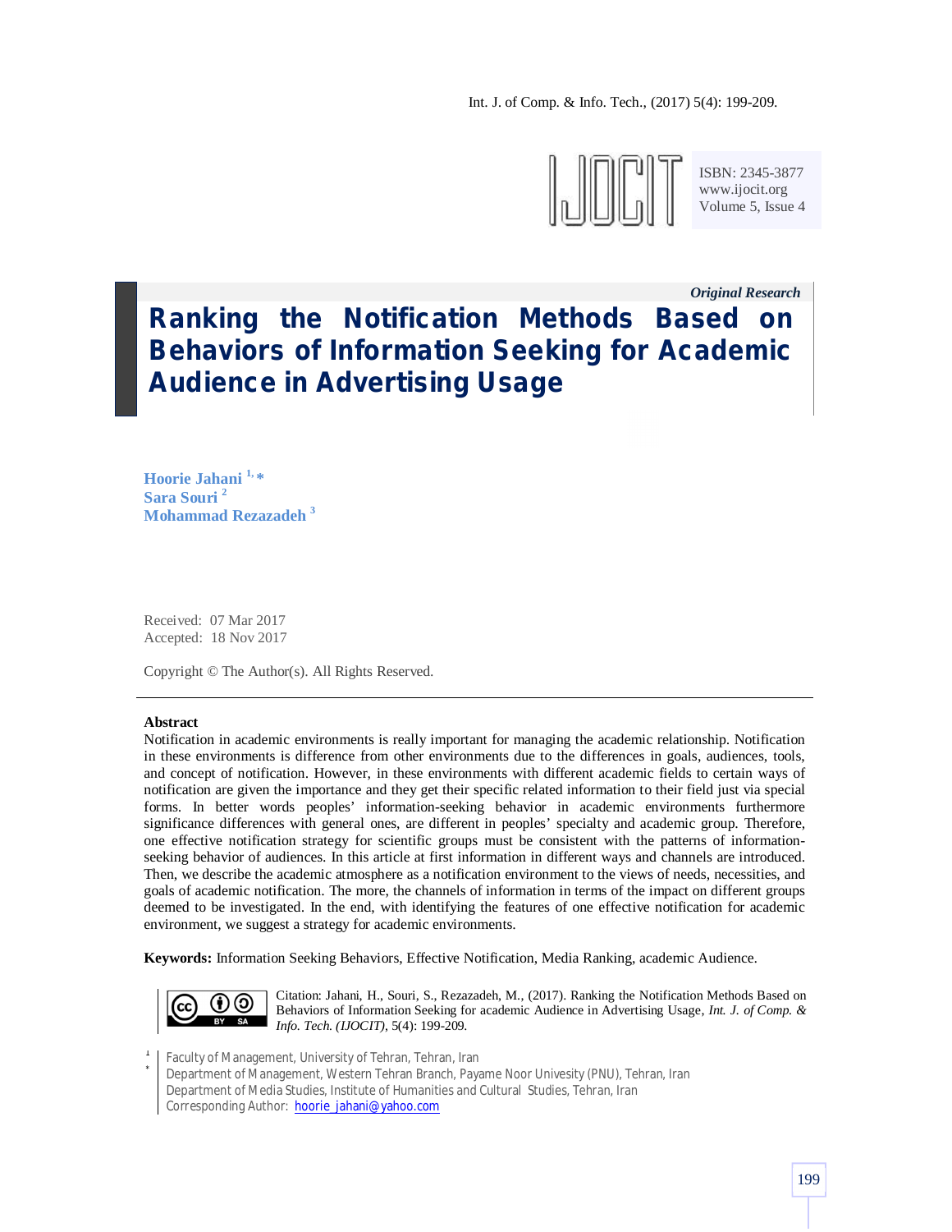*Original Research*

# Ranking the Notification Methods Based on Behaviors of Information Seeking for Academic Audience in Advertising Usage

**Hoorie Jahani [1,*]**
**Sara Souri [2]**
**Mohammad Rezazadeh [3]**

Received: 07 Mar 2017
Accepted: 18 Nov 2017

Copyright © The Author(s). All Rights Reserved.

---

**Abstract**

Notification in academic environments is really important for managing the academic relationship. Notification in these environments is difference from other environments due to the differences in goals, audiences, tools, and concept of notification. However, in these environments with different academic fields to certain ways of notification are given the importance and they get their specific related information to their field just via special forms. In better words peoples' information-seeking behavior in academic environments furthermore significance differences with general ones, are different in peoples' specialty and academic group. Therefore, one effective notification strategy for scientific groups must be consistent with the patterns of information-seeking behavior of audiences. In this article at first information in different ways and channels are introduced. Then, we describe the academic atmosphere as a notification environment to the views of needs, necessities, and goals of academic notification. The more, the channels of information in terms of the impact on different groups deemed to be investigated. In the end, with identifying the features of one effective notification for academic environment, we suggest a strategy for academic environments.

**Keywords:** Information Seeking Behaviors, Effective Notification, Media Ranking, academic Audience.

Citation: Jahani, H., Souri, S., Rezazadeh, M., (2017). Ranking the Notification Methods Based on Behaviors of Information Seeking for academic Audience in Advertising Usage, *Int. J. of Comp. & Info. Tech. (IJOCIT)*, 5(4): 199-209.

[1] Faculty of Management, University of Tehran, Tehran, Iran
[2] Department of Management, Western Tehran Branch, Payame Noor Univesity (PNU), Tehran, Iran
[3] Department of Media Studies, Institute of Humanities and Cultural Studies, Tehran, Iran
[*] Corresponding Author: hoorie_jahani@yahoo.com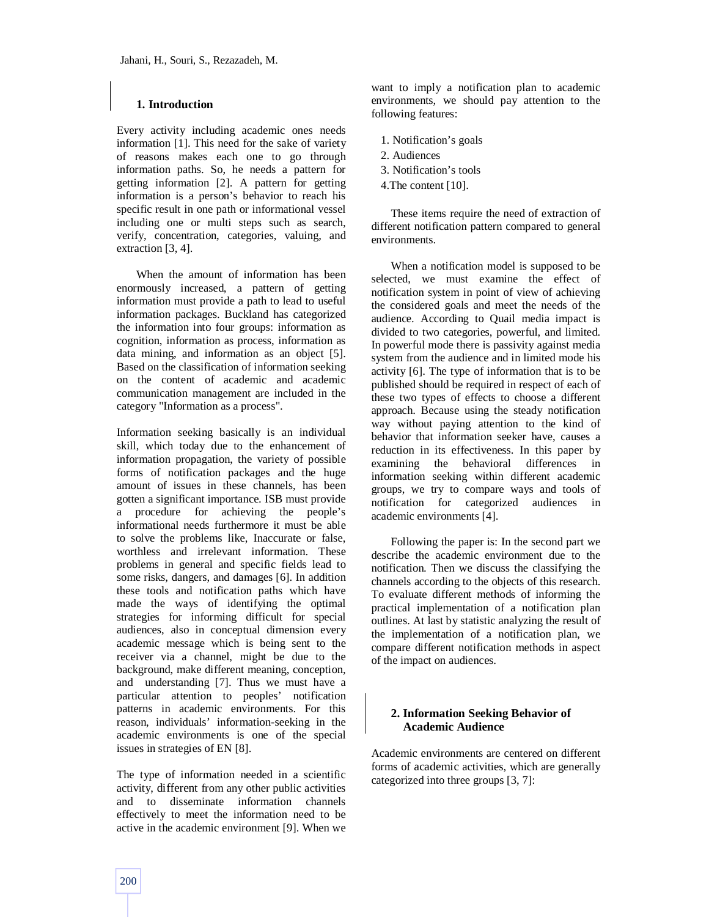## 1. Introduction

Every activity including academic ones needs information [1]. This need for the sake of variety of reasons makes each one to go through information paths. So, he needs a pattern for getting information [2]. A pattern for getting information is a person's behavior to reach his specific result in one path or informational vessel including one or multi steps such as search, verify, concentration, categories, valuing, and extraction [3, 4].

When the amount of information has been enormously increased, a pattern of getting information must provide a path to lead to useful information packages. Buckland has categorized the information into four groups: information as cognition, information as process, information as data mining, and information as an object [5]. Based on the classification of information seeking on the content of academic and academic communication management are included in the category "Information as a process".

Information seeking basically is an individual skill, which today due to the enhancement of information propagation, the variety of possible forms of notification packages and the huge amount of issues in these channels, has been gotten a significant importance. ISB must provide a procedure for achieving the people's informational needs furthermore it must be able to solve the problems like, Inaccurate or false, worthless and irrelevant information. These problems in general and specific fields lead to some risks, dangers, and damages [6]. In addition these tools and notification paths which have made the ways of identifying the optimal strategies for informing difficult for special audiences, also in conceptual dimension every academic message which is being sent to the receiver via a channel, might be due to the background, make different meaning, conception, and understanding [7]. Thus we must have a particular attention to peoples' notification patterns in academic environments. For this reason, individuals' information-seeking in the academic environments is one of the special issues in strategies of EN [8].

The type of information needed in a scientific activity, different from any other public activities and to disseminate information channels effectively to meet the information need to be active in the academic environment [9]. When we want to imply a notification plan to academic environments, we should pay attention to the following features:

1. Notification's goals
2. Audiences
3. Notification's tools
4. The content [10].

These items require the need of extraction of different notification pattern compared to general environments.

When a notification model is supposed to be selected, we must examine the effect of notification system in point of view of achieving the considered goals and meet the needs of the audience. According to Quail media impact is divided to two categories, powerful, and limited. In powerful mode there is passivity against media system from the audience and in limited mode his activity [6]. The type of information that is to be published should be required in respect of each of these two types of effects to choose a different approach. Because using the steady notification way without paying attention to the kind of behavior that information seeker have, causes a reduction in its effectiveness. In this paper by examining the behavioral differences in information seeking within different academic groups, we try to compare ways and tools of notification for categorized audiences in academic environments [4].

Following the paper is: In the second part we describe the academic environment due to the notification. Then we discuss the classifying the channels according to the objects of this research. To evaluate different methods of informing the practical implementation of a notification plan outlines. At last by statistic analyzing the result of the implementation of a notification plan, we compare different notification methods in aspect of the impact on audiences.

## 2. Information Seeking Behavior of Academic Audience

Academic environments are centered on different forms of academic activities, which are generally categorized into three groups [3, 7]: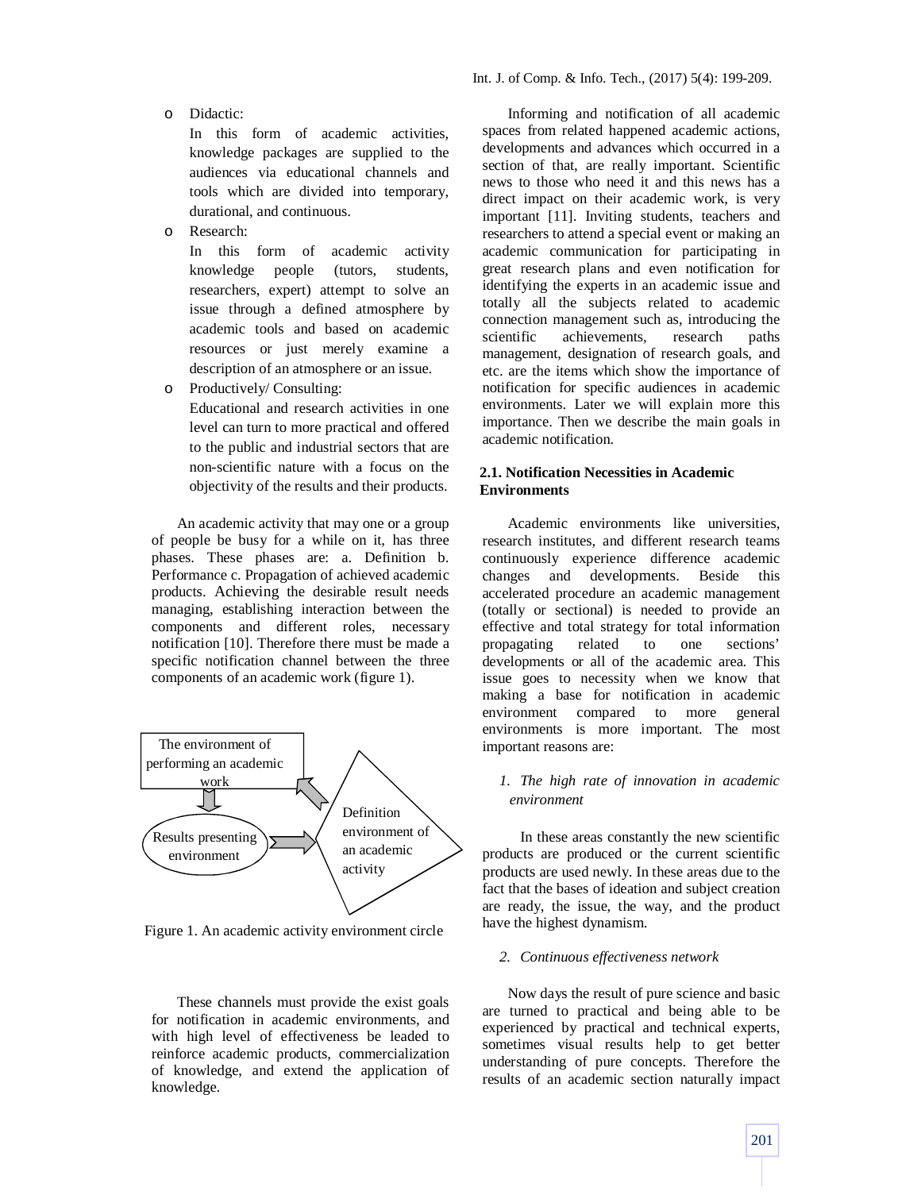- Didactic:

  In this form of academic activities, knowledge packages are supplied to the audiences via educational channels and tools which are divided into temporary, durational, and continuous.

- Research:

  In this form of academic activity knowledge people (tutors, students, researchers, expert) attempt to solve an issue through a defined atmosphere by academic tools and based on academic resources or just merely examine a description of an atmosphere or an issue.

- Productively/ Consulting:

  Educational and research activities in one level can turn to more practical and offered to the public and industrial sectors that are non-scientific nature with a focus on the objectivity of the results and their products.

An academic activity that may one or a group of people be busy for a while on it, has three phases. These phases are: a. Definition b. Performance c. Propagation of achieved academic products. Achieving the desirable result needs managing, establishing interaction between the components and different roles, necessary notification [10]. Therefore there must be made a specific notification channel between the three components of an academic work (figure 1).

The environment of performing an academic work

Results presenting environment

Definition environment of an academic activity

Figure 1. An academic activity environment circle

These channels must provide the exist goals for notification in academic environments, and with high level of effectiveness be leaded to reinforce academic products, commercialization of knowledge, and extend the application of knowledge.

Informing and notification of all academic spaces from related happened academic actions, developments and advances which occurred in a section of that, are really important. Scientific news to those who need it and this news has a direct impact on their academic work, is very important [11]. Inviting students, teachers and researchers to attend a special event or making an academic communication for participating in great research plans and even notification for identifying the experts in an academic issue and totally all the subjects related to academic connection management such as, introducing the scientific achievements, research paths management, designation of research goals, and etc. are the items which show the importance of notification for specific audiences in academic environments. Later we will explain more this importance. Then we describe the main goals in academic notification.

### 2.1. Notification Necessities in Academic Environments

Academic environments like universities, research institutes, and different research teams continuously experience difference academic changes and developments. Beside this accelerated procedure an academic management (totally or sectional) is needed to provide an effective and total strategy for total information propagating related to one sections' developments or all of the academic area. This issue goes to necessity when we know that making a base for notification in academic environment compared to more general environments is more important. The most important reasons are:

1. *The high rate of innovation in academic environment*

In these areas constantly the new scientific products are produced or the current scientific products are used newly. In these areas due to the fact that the bases of ideation and subject creation are ready, the issue, the way, and the product have the highest dynamism.

2. *Continuous effectiveness network*

Now days the result of pure science and basic are turned to practical and being able to be experienced by practical and technical experts, sometimes visual results help to get better understanding of pure concepts. Therefore the results of an academic section naturally impact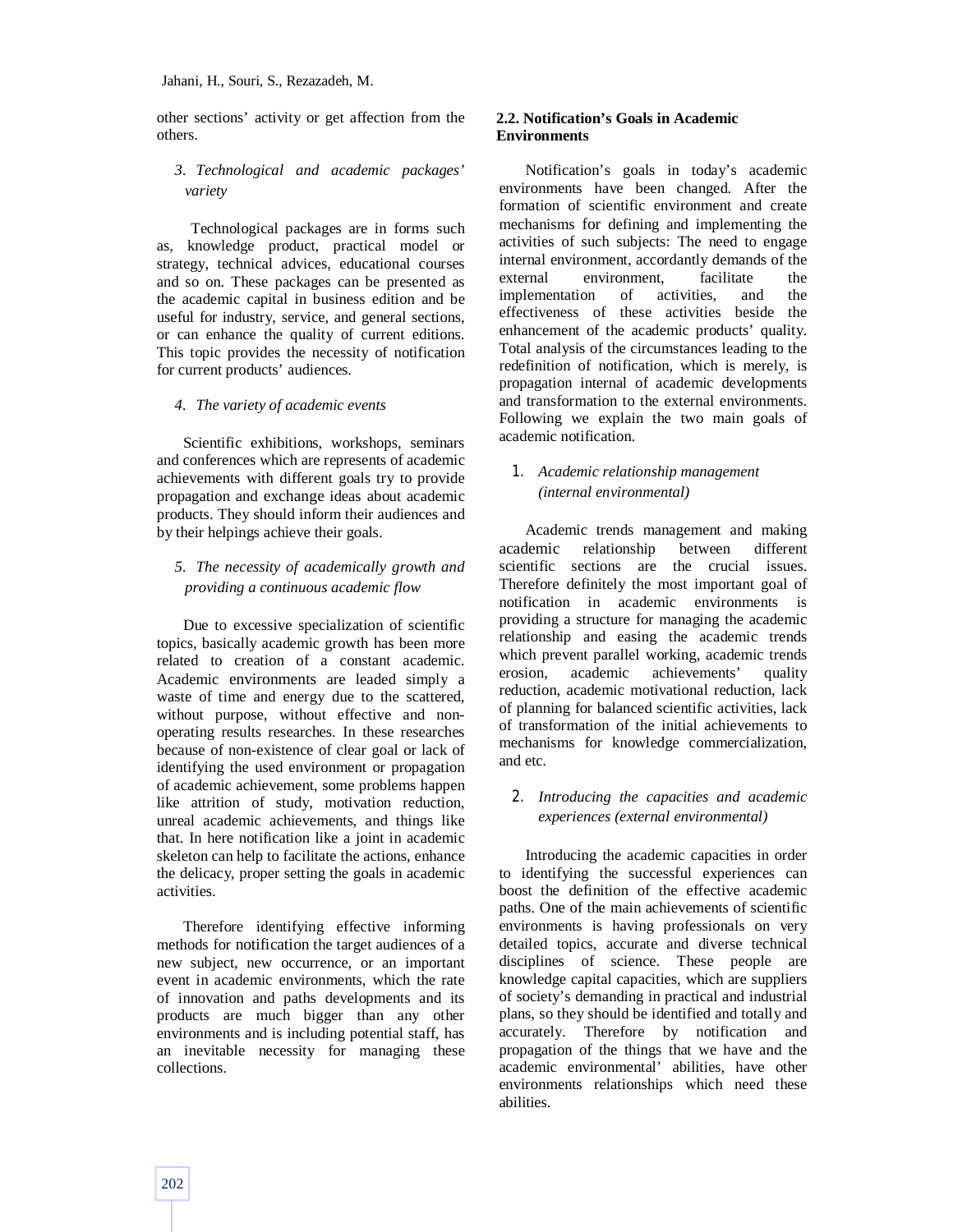other sections' activity or get affection from the others.

*3. Technological and academic packages' variety*

Technological packages are in forms such as, knowledge product, practical model or strategy, technical advices, educational courses and so on. These packages can be presented as the academic capital in business edition and be useful for industry, service, and general sections, or can enhance the quality of current editions. This topic provides the necessity of notification for current products' audiences.

*4. The variety of academic events*

Scientific exhibitions, workshops, seminars and conferences which are represents of academic achievements with different goals try to provide propagation and exchange ideas about academic products. They should inform their audiences and by their helpings achieve their goals.

*5. The necessity of academically growth and providing a continuous academic flow*

Due to excessive specialization of scientific topics, basically academic growth has been more related to creation of a constant academic. Academic environments are leaded simply a waste of time and energy due to the scattered, without purpose, without effective and non-operating results researches. In these researches because of non-existence of clear goal or lack of identifying the used environment or propagation of academic achievement, some problems happen like attrition of study, motivation reduction, unreal academic achievements, and things like that. In here notification like a joint in academic skeleton can help to facilitate the actions, enhance the delicacy, proper setting the goals in academic activities.

Therefore identifying effective informing methods for notification the target audiences of a new subject, new occurrence, or an important event in academic environments, which the rate of innovation and paths developments and its products are much bigger than any other environments and is including potential staff, has an inevitable necessity for managing these collections.

### 2.2. Notification's Goals in Academic Environments

Notification's goals in today's academic environments have been changed. After the formation of scientific environment and create mechanisms for defining and implementing the activities of such subjects: The need to engage internal environment, accordantly demands of the external environment, facilitate the implementation of activities, and the effectiveness of these activities beside the enhancement of the academic products' quality. Total analysis of the circumstances leading to the redefinition of notification, which is merely, is propagation internal of academic developments and transformation to the external environments. Following we explain the two main goals of academic notification.

1. *Academic relationship management (internal environmental)*

Academic trends management and making academic relationship between different scientific sections are the crucial issues. Therefore definitely the most important goal of notification in academic environments is providing a structure for managing the academic relationship and easing the academic trends which prevent parallel working, academic trends erosion, academic achievements' quality reduction, academic motivational reduction, lack of planning for balanced scientific activities, lack of transformation of the initial achievements to mechanisms for knowledge commercialization, and etc.

2. *Introducing the capacities and academic experiences (external environmental)*

Introducing the academic capacities in order to identifying the successful experiences can boost the definition of the effective academic paths. One of the main achievements of scientific environments is having professionals on very detailed topics, accurate and diverse technical disciplines of science. These people are knowledge capital capacities, which are suppliers of society's demanding in practical and industrial plans, so they should be identified and totally and accurately. Therefore by notification and propagation of the things that we have and the academic environmental' abilities, have other environments relationships which need these abilities.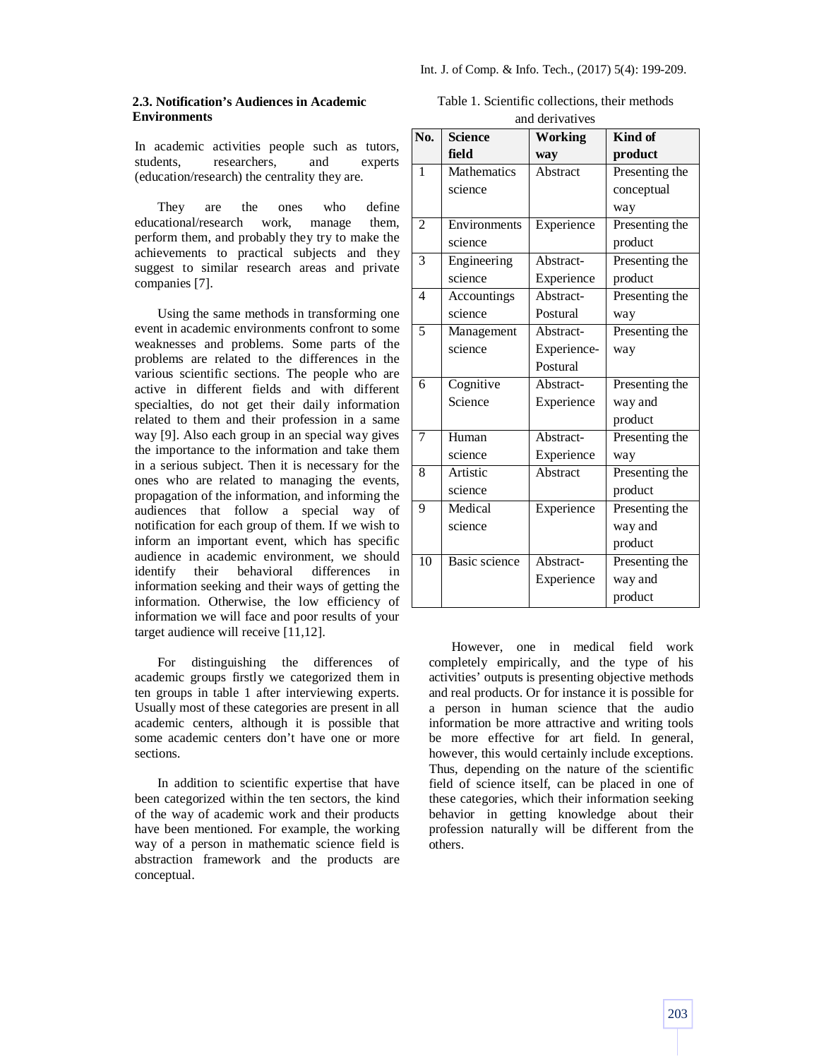### 2.3. Notification's Audiences in Academic Environments

In academic activities people such as tutors, students, researchers, and experts (education/research) the centrality they are.

They are the ones who define educational/research work, manage them, perform them, and probably they try to make the achievements to practical subjects and they suggest to similar research areas and private companies [7].

Using the same methods in transforming one event in academic environments confront to some weaknesses and problems. Some parts of the problems are related to the differences in the various scientific sections. The people who are active in different fields and with different specialties, do not get their daily information related to them and their profession in a same way [9]. Also each group in an special way gives the importance to the information and take them in a serious subject. Then it is necessary for the ones who are related to managing the events, propagation of the information, and informing the audiences that follow a special way of notification for each group of them. If we wish to inform an important event, which has specific audience in academic environment, we should identify their behavioral differences in information seeking and their ways of getting the information. Otherwise, the low efficiency of information we will face and poor results of your target audience will receive [11,12].

For distinguishing the differences of academic groups firstly we categorized them in ten groups in table 1 after interviewing experts. Usually most of these categories are present in all academic centers, although it is possible that some academic centers don't have one or more sections.

In addition to scientific expertise that have been categorized within the ten sectors, the kind of the way of academic work and their products have been mentioned. For example, the working way of a person in mathematic science field is abstraction framework and the products are conceptual.

Table 1. Scientific collections, their methods and derivatives

| No. | Science field | Working way | Kind of product |
|---|---|---|---|
| 1 | Mathematics science | Abstract | Presenting the conceptual way |
| 2 | Environments science | Experience | Presenting the product |
| 3 | Engineering science | Abstract-Experience | Presenting the product |
| 4 | Accountings science | Abstract-Postural | Presenting the way |
| 5 | Management science | Abstract-Experience-Postural | Presenting the way |
| 6 | Cognitive Science | Abstract-Experience | Presenting the way and product |
| 7 | Human science | Abstract-Experience | Presenting the way |
| 8 | Artistic science | Abstract | Presenting the product |
| 9 | Medical science | Experience | Presenting the way and product |
| 10 | Basic science | Abstract-Experience | Presenting the way and product |

However, one in medical field work completely empirically, and the type of his activities' outputs is presenting objective methods and real products. Or for instance it is possible for a person in human science that the audio information be more attractive and writing tools be more effective for art field. In general, however, this would certainly include exceptions. Thus, depending on the nature of the scientific field of science itself, can be placed in one of these categories, which their information seeking behavior in getting knowledge about their profession naturally will be different from the others.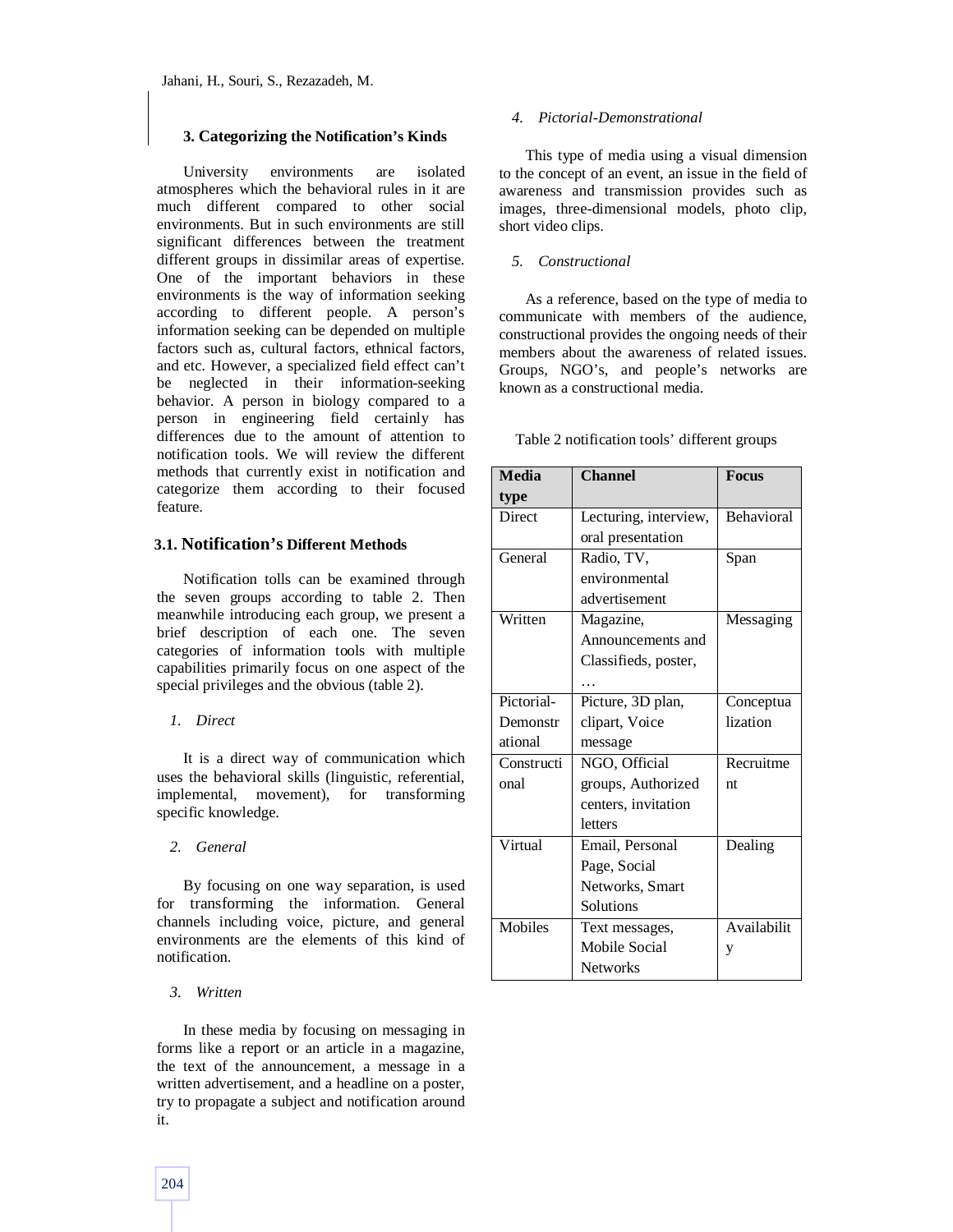### 3. Categorizing the Notification's Kinds

University environments are isolated atmospheres which the behavioral rules in it are much different compared to other social environments. But in such environments are still significant differences between the treatment different groups in dissimilar areas of expertise. One of the important behaviors in these environments is the way of information seeking according to different people. A person's information seeking can be depended on multiple factors such as, cultural factors, ethnical factors, and etc. However, a specialized field effect can't be neglected in their information-seeking behavior. A person in biology compared to a person in engineering field certainly has differences due to the amount of attention to notification tools. We will review the different methods that currently exist in notification and categorize them according to their focused feature.

#### 3.1. Notification's Different Methods

Notification tolls can be examined through the seven groups according to table 2. Then meanwhile introducing each group, we present a brief description of each one. The seven categories of information tools with multiple capabilities primarily focus on one aspect of the special privileges and the obvious (table 2).

1. *Direct*

It is a direct way of communication which uses the behavioral skills (linguistic, referential, implemental, movement), for transforming specific knowledge.

2. *General*

By focusing on one way separation, is used for transforming the information. General channels including voice, picture, and general environments are the elements of this kind of notification.

3. *Written*

In these media by focusing on messaging in forms like a report or an article in a magazine, the text of the announcement, a message in a written advertisement, and a headline on a poster, try to propagate a subject and notification around it.

4. *Pictorial-Demonstrational*

This type of media using a visual dimension to the concept of an event, an issue in the field of awareness and transmission provides such as images, three-dimensional models, photo clip, short video clips.

5. *Constructional*

As a reference, based on the type of media to communicate with members of the audience, constructional provides the ongoing needs of their members about the awareness of related issues. Groups, NGO's, and people's networks are known as a constructional media.

Table 2 notification tools' different groups

| Media type | Channel | Focus |
|---|---|---|
| Direct | Lecturing, interview, oral presentation | Behavioral |
| General | Radio, TV, environmental advertisement | Span |
| Written | Magazine, Announcements and Classifieds, poster, … | Messaging |
| Pictorial-Demonstrational | Picture, 3D plan, clipart, Voice message | Conceptualization |
| Constructional | NGO, Official groups, Authorized centers, invitation letters | Recruitment |
| Virtual | Email, Personal Page, Social Networks, Smart Solutions | Dealing |
| Mobiles | Text messages, Mobile Social Networks | Availability |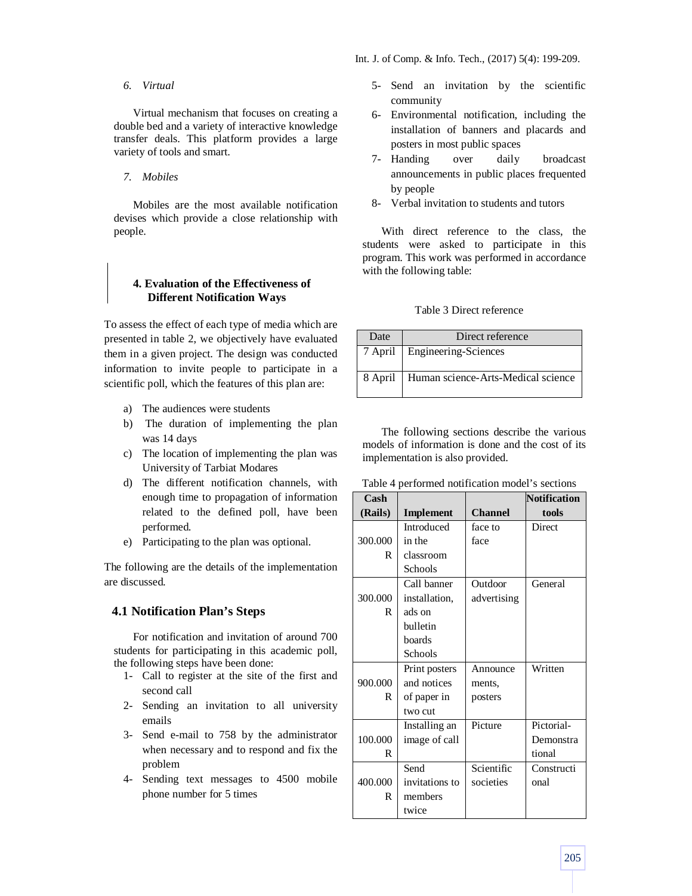*6. Virtual*

Virtual mechanism that focuses on creating a double bed and a variety of interactive knowledge transfer deals. This platform provides a large variety of tools and smart.

*7. Mobiles*

Mobiles are the most available notification devises which provide a close relationship with people.

## 4. Evaluation of the Effectiveness of Different Notification Ways

To assess the effect of each type of media which are presented in table 2, we objectively have evaluated them in a given project. The design was conducted information to invite people to participate in a scientific poll, which the features of this plan are:

a) The audiences were students
b) The duration of implementing the plan was 14 days
c) The location of implementing the plan was University of Tarbiat Modares
d) The different notification channels, with enough time to propagation of information related to the defined poll, have been performed.
e) Participating to the plan was optional.

The following are the details of the implementation are discussed.

### 4.1 Notification Plan's Steps

For notification and invitation of around 700 students for participating in this academic poll, the following steps have been done:

1- Call to register at the site of the first and second call
2- Sending an invitation to all university emails
3- Send e-mail to 758 by the administrator when necessary and to respond and fix the problem
4- Sending text messages to 4500 mobile phone number for 5 times
5- Send an invitation by the scientific community
6- Environmental notification, including the installation of banners and placards and posters in most public spaces
7- Handing over daily broadcast announcements in public places frequented by people
8- Verbal invitation to students and tutors

With direct reference to the class, the students were asked to participate in this program. This work was performed in accordance with the following table:

Table 3 Direct reference

| Date | Direct reference |
|---|---|
| 7 April | Engineering-Sciences |
| 8 April | Human science-Arts-Medical science |

The following sections describe the various models of information is done and the cost of its implementation is also provided.

Table 4 performed notification model's sections

| Cash (Rails) | Implement | Channel | Notification tools |
|---|---|---|---|
| 300.000 R | Introduced in the classroom Schools | face to face | Direct |
| 300.000 R | Call banner installation, ads on bulletin boards Schools | Outdoor advertising | General |
| 900.000 R | Print posters and notices of paper in two cut | Announcements, posters | Written |
| 100.000 R | Installing an image of call | Picture | Pictorial-Demonstrational |
| 400.000 R | Send invitations to members twice | Scientific societies | Constructional |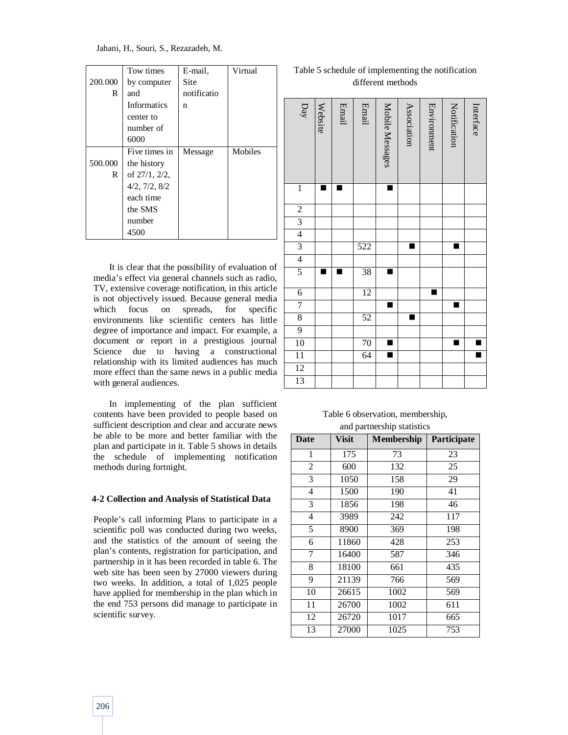| 200.000 R | Tow times by computer and Informatics center to number of 6000 | E-mail, Site notification | Virtual |
|---|---|---|---|
| 500.000 R | Five times in the history of 27/1, 2/2, 4/2, 7/2, 8/2 each time the SMS number 4500 | Message | Mobiles |

It is clear that the possibility of evaluation of media's effect via general channels such as radio, TV, extensive coverage notification, in this article is not objectively issued. Because general media which focus on spreads, for specific environments like scientific centers has little degree of importance and impact. For example, a document or report in a prestigious journal Science due to having a constructional relationship with its limited audiences has much more effect than the same news in a public media with general audiences.

In implementing of the plan sufficient contents have been provided to people based on sufficient description and clear and accurate news be able to be more and better familiar with the plan and participate in it. Table 5 shows in details the schedule of implementing notification methods during fortnight.

#### 4-2 Collection and Analysis of Statistical Data

People's call informing Plans to participate in a scientific poll was conducted during two weeks, and the statistics of the amount of seeing the plan's contents, registration for participation, and partnership in it has been recorded in table 6. The web site has been seen by 27000 viewers during two weeks. In addition, a total of 1,025 people have applied for membership in the plan which in the end 753 persons did manage to participate in scientific survey.

Table 5 schedule of implementing the notification different methods

| Day | Website | Email | Email | Mobile Messages | Association | Environment | Notification | Interface |
|---|---|---|---|---|---|---|---|---|
| 1 | ■ | ■ | | ■ | | | | |
| 2 | | | | | | | | |
| 3 | | | | | | | | |
| 4 | | | | | | | | |
| 3 | | | 522 | | ■ | | ■ | |
| 4 | | | | | | | | |
| 5 | ■ | ■ | 38 | ■ | | | | |
| 6 | | | 12 | | | ■ | | |
| 7 | | | | ■ | | | ■ | |
| 8 | | | 52 | | ■ | | | |
| 9 | | | | | | | | |
| 10 | | | 70 | ■ | | | ■ | ■ |
| 11 | | | 64 | ■ | | | | ■ |
| 12 | | | | | | | | |
| 13 | | | | | | | | |

Table 6 observation, membership, and partnership statistics

| Date | Visit | Membership | Participate |
|---|---|---|---|
| 1 | 175 | 73 | 23 |
| 2 | 600 | 132 | 25 |
| 3 | 1050 | 158 | 29 |
| 4 | 1500 | 190 | 41 |
| 3 | 1856 | 198 | 46 |
| 4 | 3989 | 242 | 117 |
| 5 | 8900 | 369 | 198 |
| 6 | 11860 | 428 | 253 |
| 7 | 16400 | 587 | 346 |
| 8 | 18100 | 661 | 435 |
| 9 | 21139 | 766 | 569 |
| 10 | 26615 | 1002 | 569 |
| 11 | 26700 | 1002 | 611 |
| 12 | 26720 | 1017 | 665 |
| 13 | 27000 | 1025 | 753 |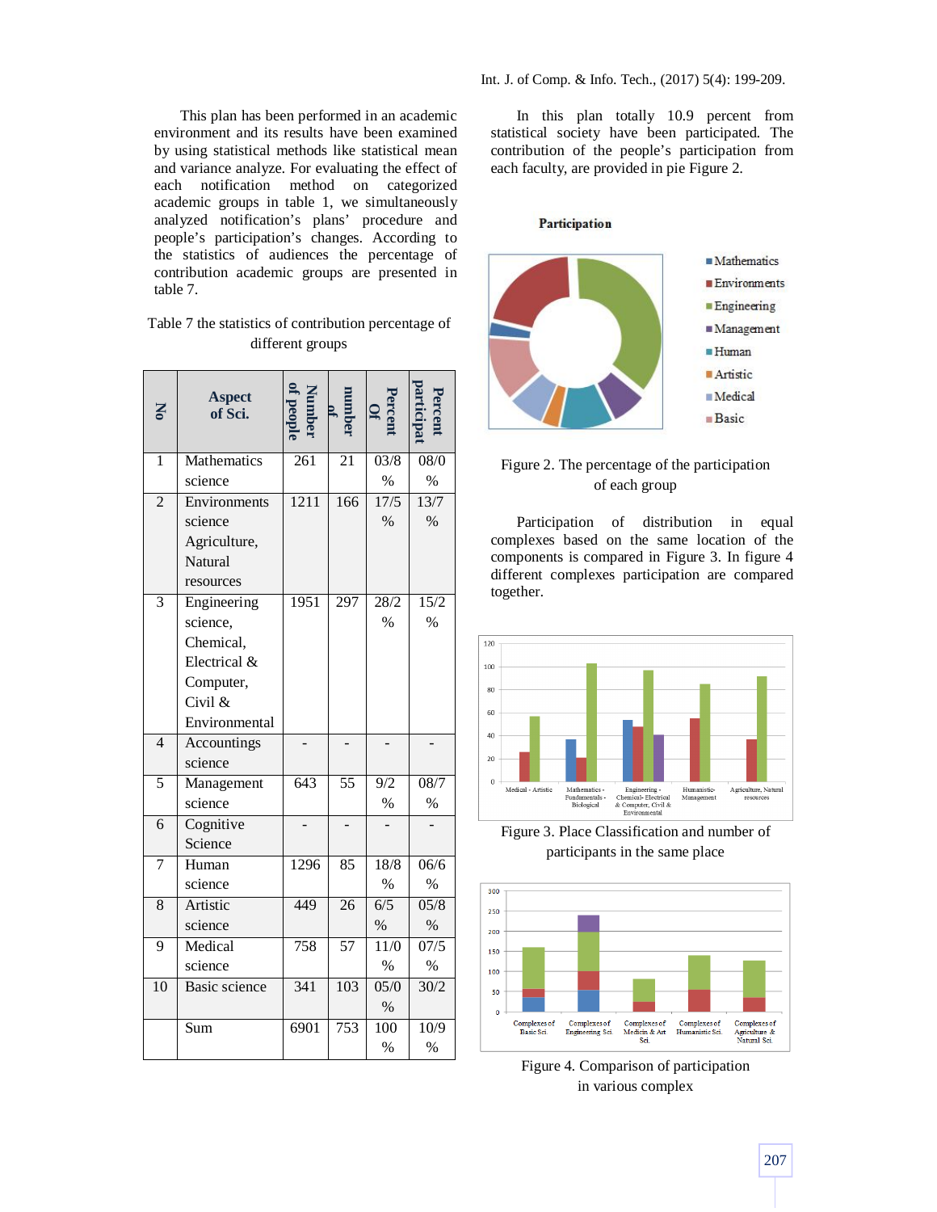This plan has been performed in an academic environment and its results have been examined by using statistical methods like statistical mean and variance analyze. For evaluating the effect of each notification method on categorized academic groups in table 1, we simultaneously analyzed notification's plans' procedure and people's participation's changes. According to the statistics of audiences the percentage of contribution academic groups are presented in table 7.

Table 7 the statistics of contribution percentage of different groups

| No | Aspect of Sci. | Number of people | number of | Percent Of | Percent participat |
|---|---|---|---|---|---|
| 1 | Mathematics science | 261 | 21 | 03/8 % | 08/0 % |
| 2 | Environments science Agriculture, Natural resources | 1211 | 166 | 17/5 % | 13/7 % |
| 3 | Engineering science, Chemical, Electrical & Computer, Civil & Environmental | 1951 | 297 | 28/2 % | 15/2 % |
| 4 | Accountings science | - | - | - | - |
| 5 | Management science | 643 | 55 | 9/2 % | 08/7 % |
| 6 | Cognitive Science | - | - | - | - |
| 7 | Human science | 1296 | 85 | 18/8 % | 06/6 % |
| 8 | Artistic science | 449 | 26 | 6/5 % | 05/8 % |
| 9 | Medical science | 758 | 57 | 11/0 % | 07/5 % |
| 10 | Basic science | 341 | 103 | 05/0 % | 30/2 % |
| | Sum | 6901 | 753 | 100 % | 10/9 % |

In this plan totally 10.9 percent from statistical society have been participated. The contribution of the people's participation from each faculty, are provided in pie Figure 2.

Figure 2. The percentage of the participation of each group

Participation of distribution in equal complexes based on the same location of the components is compared in Figure 3. In figure 4 different complexes participation are compared together.

Figure 3. Place Classification and number of participants in the same place

Figure 4. Comparison of participation in various complex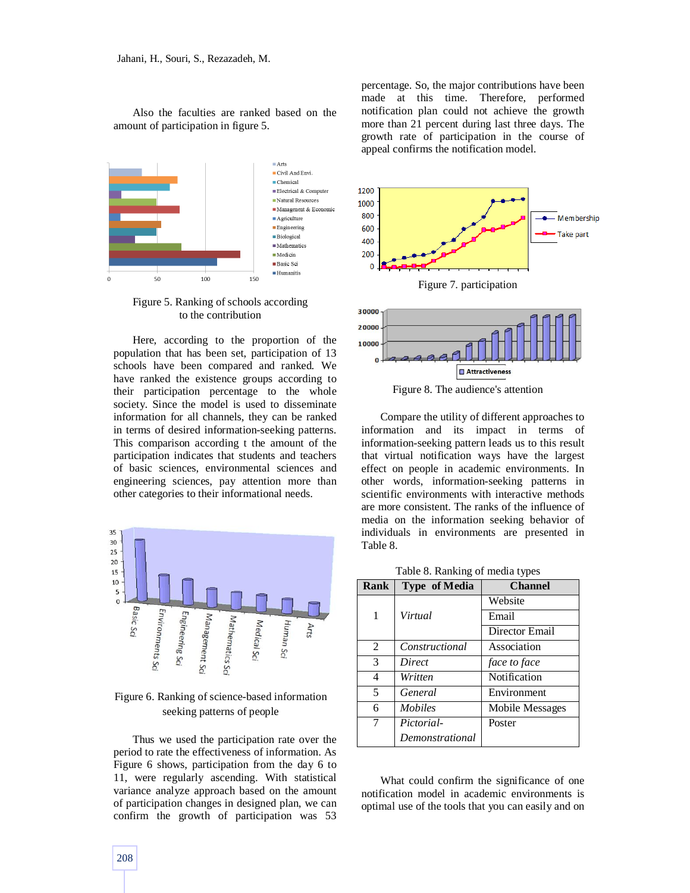Also the faculties are ranked based on the amount of participation in figure 5.

Figure 5. Ranking of schools according to the contribution

Here, according to the proportion of the population that has been set, participation of 13 schools have been compared and ranked. We have ranked the existence groups according to their participation percentage to the whole society. Since the model is used to disseminate information for all channels, they can be ranked in terms of desired information-seeking patterns. This comparison according t the amount of the participation indicates that students and teachers of basic sciences, environmental sciences and engineering sciences, pay attention more than other categories to their informational needs.

Figure 6. Ranking of science-based information seeking patterns of people

Thus we used the participation rate over the period to rate the effectiveness of information. As Figure 6 shows, participation from the day 6 to 11, were regularly ascending. With statistical variance analyze approach based on the amount of participation changes in designed plan, we can confirm the growth of participation was 53 percentage. So, the major contributions have been made at this time. Therefore, performed notification plan could not achieve the growth more than 21 percent during last three days. The growth rate of participation in the course of appeal confirms the notification model.

Figure 7. participation

Figure 8. The audience's attention

Compare the utility of different approaches to information and its impact in terms of information-seeking pattern leads us to this result that virtual notification ways have the largest effect on people in academic environments. In other words, information-seeking patterns in scientific environments with interactive methods are more consistent. The ranks of the influence of media on the information seeking behavior of individuals in environments are presented in Table 8.

Table 8. Ranking of media types

| Rank | Type of Media | Channel |
|---|---|---|
| 1 | *Virtual* | Website |
| | | Email |
| | | Director Email |
| 2 | *Constructional* | Association |
| 3 | *Direct* | *face to face* |
| 4 | *Written* | Notification |
| 5 | *General* | Environment |
| 6 | *Mobiles* | Mobile Messages |
| 7 | *Pictorial-Demonstrational* | Poster |

What could confirm the significance of one notification model in academic environments is optimal use of the tools that you can easily and on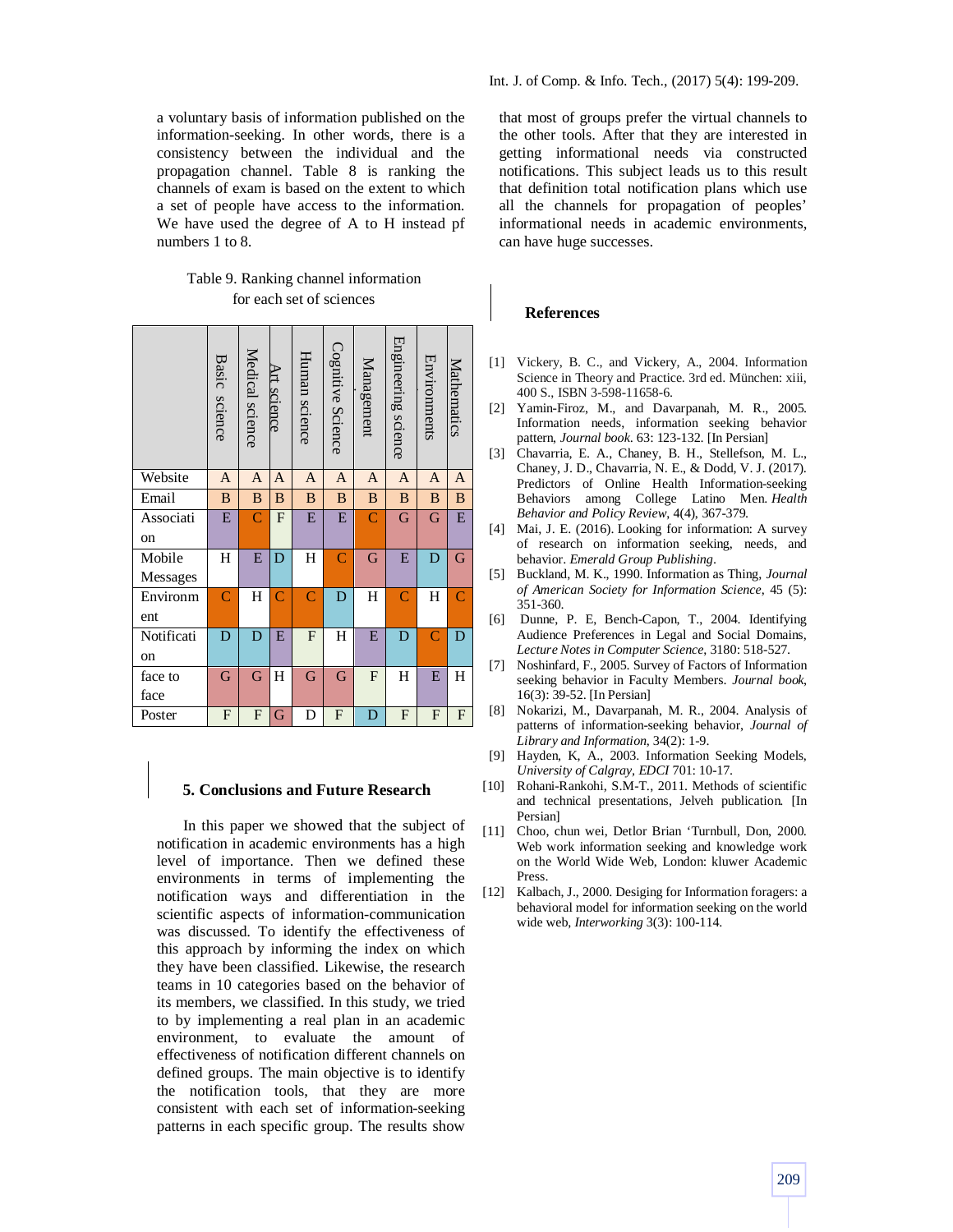a voluntary basis of information published on the information-seeking. In other words, there is a consistency between the individual and the propagation channel. Table 8 is ranking the channels of exam is based on the extent to which a set of people have access to the information. We have used the degree of A to H instead pf numbers 1 to 8.

Table 9. Ranking channel information for each set of sciences

| | Basic science | Medical science | Art science | Human science | Cognitive Science | Management | Engineering science | Environments | Mathematics |
|---|---|---|---|---|---|---|---|---|---|
| Website | A | A | A | A | A | A | A | A | A |
| Email | B | B | B | B | B | B | B | B | B |
| Association | E | C | F | E | E | C | G | G | E |
| Mobile Messages | H | E | D | H | C | G | E | D | G |
| Environment | C | H | C | C | D | H | C | H | C |
| Notification | D | D | E | F | H | E | D | C | D |
| face to face | G | G | H | G | G | F | H | E | H |
| Poster | F | F | G | D | F | D | F | F | F |

## 5. Conclusions and Future Research

In this paper we showed that the subject of notification in academic environments has a high level of importance. Then we defined these environments in terms of implementing the notification ways and differentiation in the scientific aspects of information-communication was discussed. To identify the effectiveness of this approach by informing the index on which they have been classified. Likewise, the research teams in 10 categories based on the behavior of its members, we classified. In this study, we tried to by implementing a real plan in an academic environment, to evaluate the amount of effectiveness of notification different channels on defined groups. The main objective is to identify the notification tools, that they are more consistent with each set of information-seeking patterns in each specific group. The results show that most of groups prefer the virtual channels to the other tools. After that they are interested in getting informational needs via constructed notifications. This subject leads us to this result that definition total notification plans which use all the channels for propagation of peoples' informational needs in academic environments, can have huge successes.

## References

[1] Vickery, B. C., and Vickery, A., 2004. Information Science in Theory and Practice. 3rd ed. München: xiii, 400 S., ISBN 3-598-11658-6.

[2] Yamin-Firoz, M., and Davarpanah, M. R., 2005. Information needs, information seeking behavior pattern, *Journal book*. 63: 123-132. [In Persian]

[3] Chavarria, E. A., Chaney, B. H., Stellefson, M. L., Chaney, J. D., Chavarria, N. E., & Dodd, V. J. (2017). Predictors of Online Health Information-seeking Behaviors among College Latino Men. *Health Behavior and Policy Review*, 4(4), 367-379.

[4] Mai, J. E. (2016). Looking for information: A survey of research on information seeking, needs, and behavior. *Emerald Group Publishing*.

[5] Buckland, M. K., 1990. Information as Thing, *Journal of American Society for Information Science*, 45 (5): 351-360.

[6] Dunne, P. E, Bench-Capon, T., 2004. Identifying Audience Preferences in Legal and Social Domains, *Lecture Notes in Computer Science*, 3180: 518-527.

[7] Noshinfard, F., 2005. Survey of Factors of Information seeking behavior in Faculty Members. *Journal book*, 16(3): 39-52. [In Persian]

[8] Nokarizi, M., Davarpanah, M. R., 2004. Analysis of patterns of information-seeking behavior, *Journal of Library and Information*, 34(2): 1-9.

[9] Hayden, K, A., 2003. Information Seeking Models, *University of Calgray*, *EDCI* 701: 10-17.

[10] Rohani-Rankohi, S.M-T., 2011. Methods of scientific and technical presentations, Jelveh publication. [In Persian]

[11] Choo, chun wei, Detlor Brian 'Turnbull, Don, 2000. Web work information seeking and knowledge work on the World Wide Web, London: kluwer Academic Press.

[12] Kalbach, J., 2000. Desiging for Information foragers: a behavioral model for information seeking on the world wide web, *Interworking* 3(3): 100-114.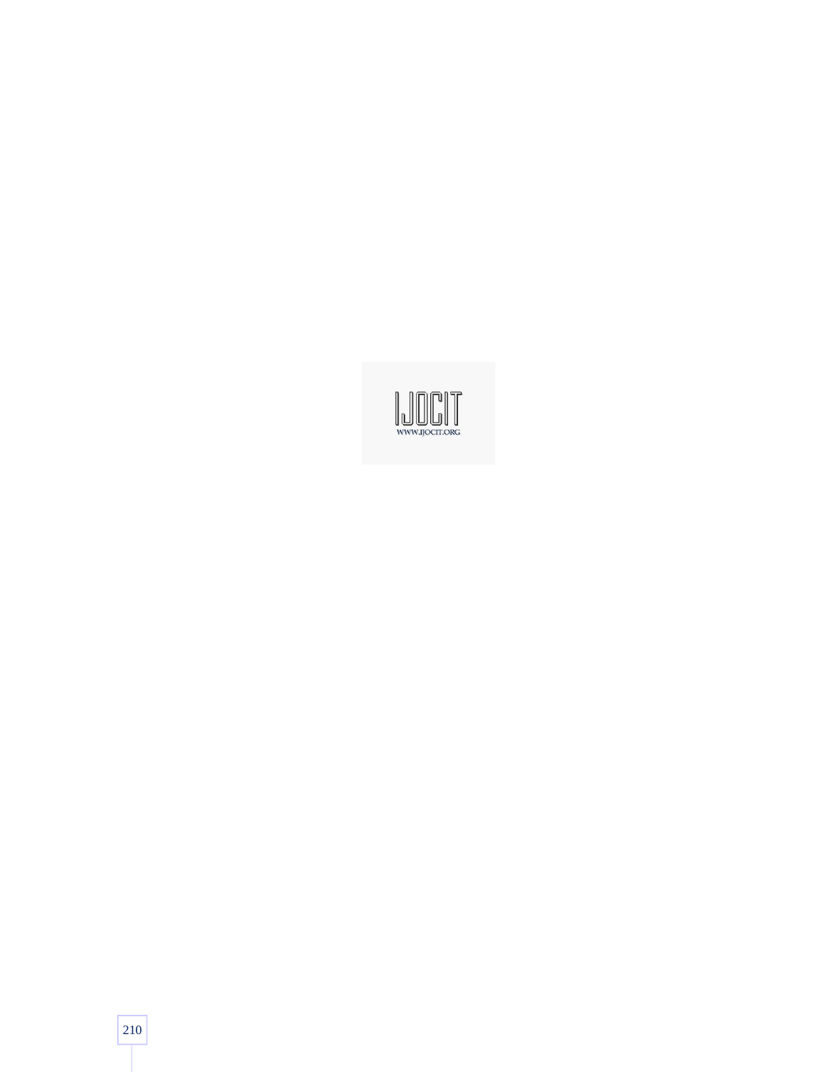IJOCIT

WWW.IJOCIT.ORG